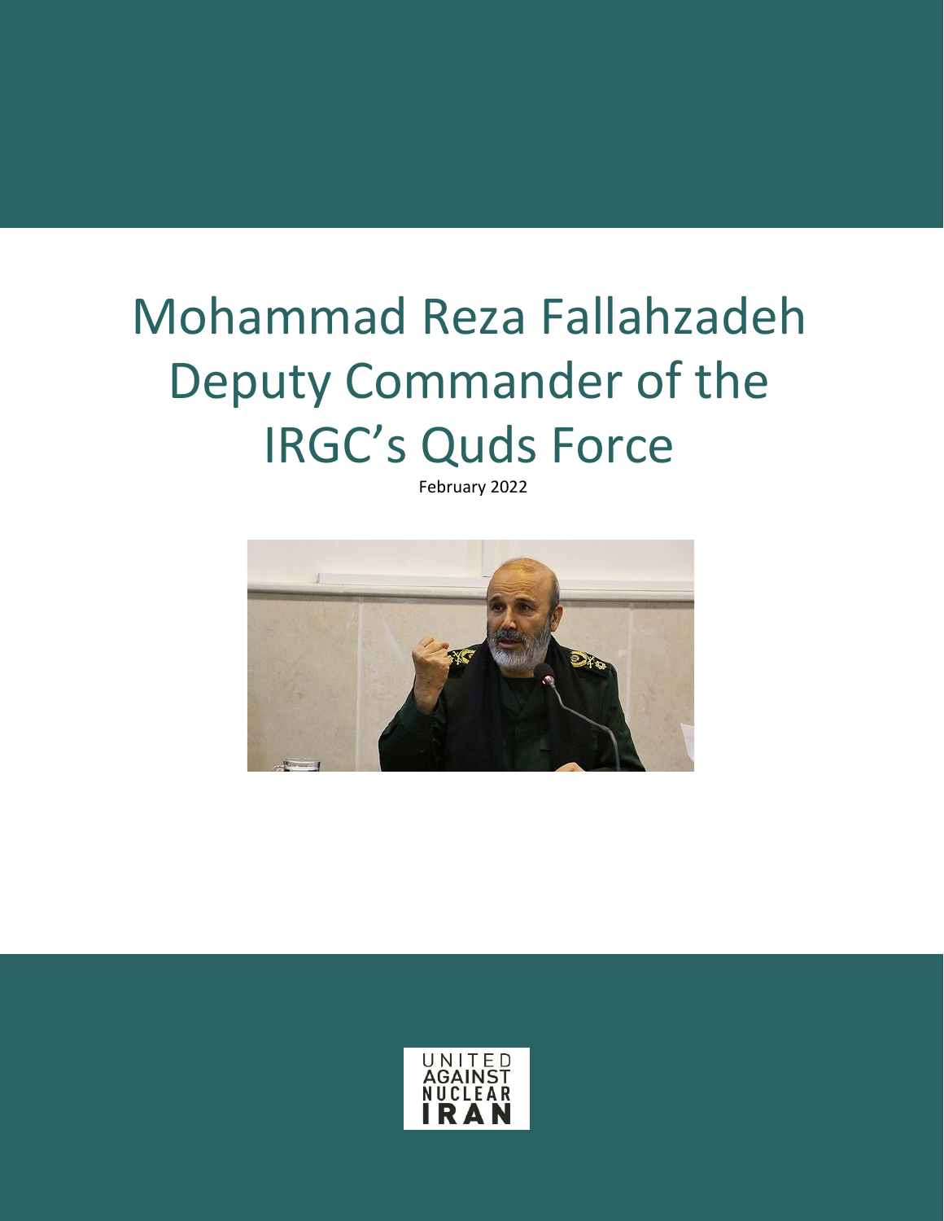# Mohammad Reza Fallahzadeh Deputy Commander of the IRGC's Quds Force

February 2022

UNITED AGAINST NUCLEAR IRAN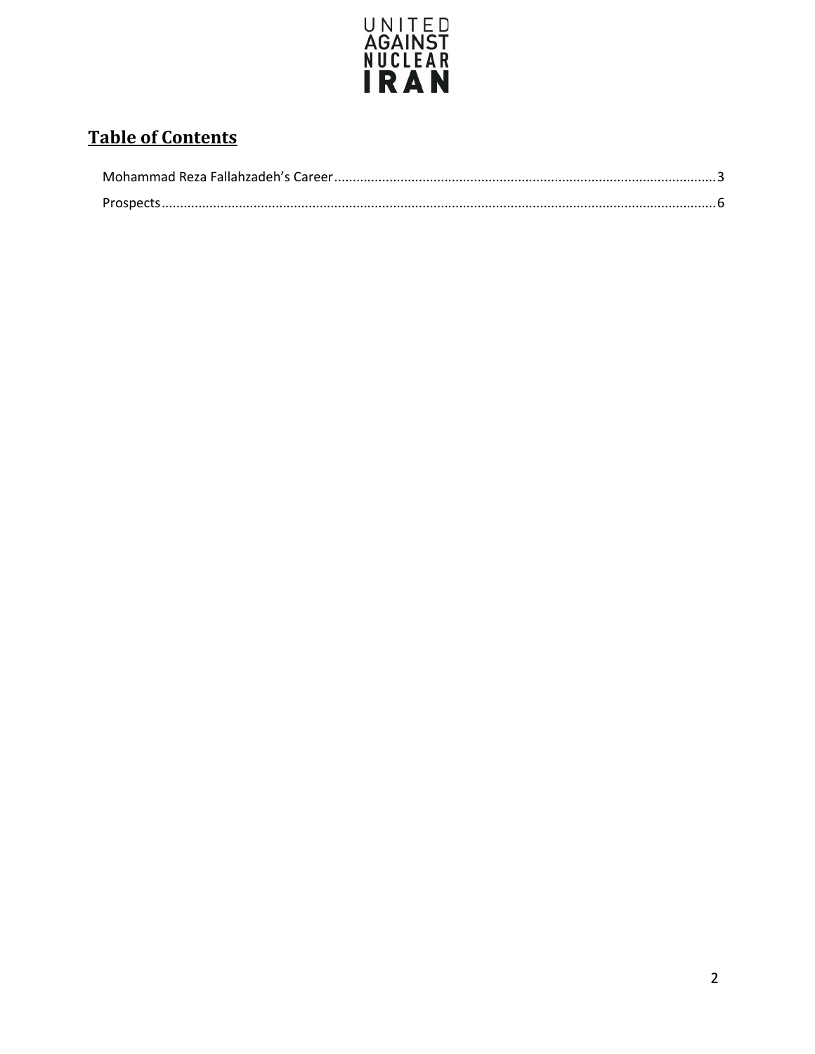UNITED AGAINST NUCLEAR IRAN

# Table of Contents

Mohammad Reza Fallahzadeh's Career....................................................................................................3

Prospects...................................................................................................................................................6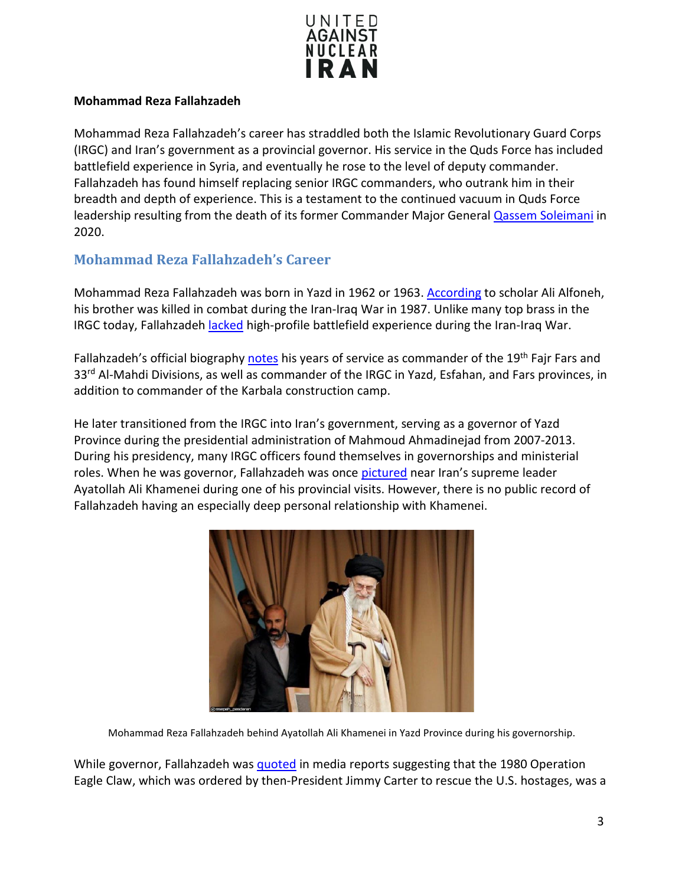**Mohammad Reza Fallahzadeh**

Mohammad Reza Fallahzadeh's career has straddled both the Islamic Revolutionary Guard Corps (IRGC) and Iran's government as a provincial governor. His service in the Quds Force has included battlefield experience in Syria, and eventually he rose to the level of deputy commander. Fallahzadeh has found himself replacing senior IRGC commanders, who outrank him in their breadth and depth of experience. This is a testament to the continued vacuum in Quds Force leadership resulting from the death of its former Commander Major General Qassem Soleimani in 2020.

## Mohammad Reza Fallahzadeh's Career

Mohammad Reza Fallahzadeh was born in Yazd in 1962 or 1963. According to scholar Ali Alfoneh, his brother was killed in combat during the Iran-Iraq War in 1987. Unlike many top brass in the IRGC today, Fallahzadeh lacked high-profile battlefield experience during the Iran-Iraq War.

Fallahzadeh's official biography notes his years of service as commander of the 19th Fajr Fars and 33rd Al-Mahdi Divisions, as well as commander of the IRGC in Yazd, Esfahan, and Fars provinces, in addition to commander of the Karbala construction camp.

He later transitioned from the IRGC into Iran's government, serving as a governor of Yazd Province during the presidential administration of Mahmoud Ahmadinejad from 2007-2013. During his presidency, many IRGC officers found themselves in governorships and ministerial roles. When he was governor, Fallahzadeh was once pictured near Iran's supreme leader Ayatollah Ali Khamenei during one of his provincial visits. However, there is no public record of Fallahzadeh having an especially deep personal relationship with Khamenei.

Mohammad Reza Fallahzadeh behind Ayatollah Ali Khamenei in Yazd Province during his governorship.

While governor, Fallahzadeh was quoted in media reports suggesting that the 1980 Operation Eagle Claw, which was ordered by then-President Jimmy Carter to rescue the U.S. hostages, was a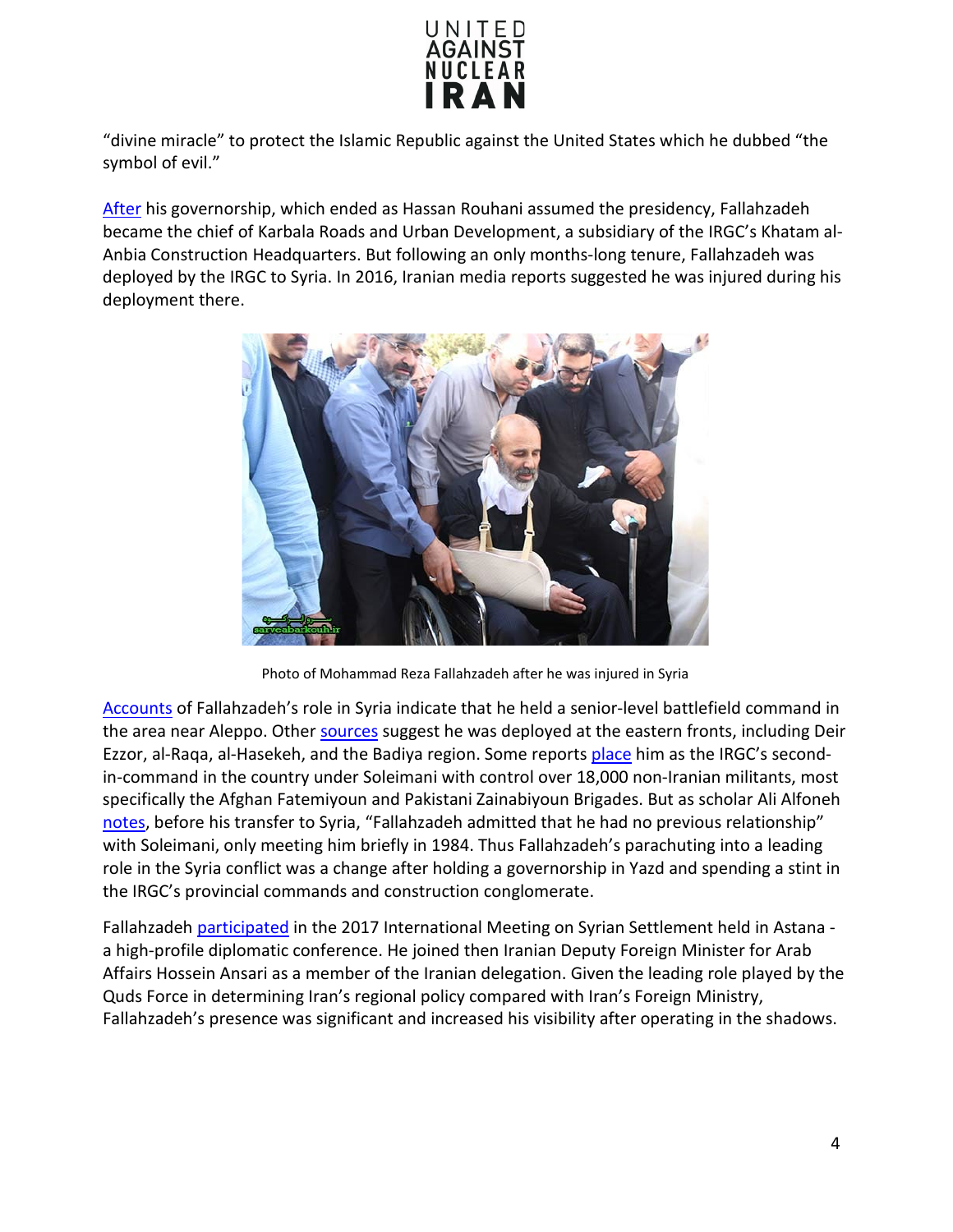"divine miracle" to protect the Islamic Republic against the United States which he dubbed "the symbol of evil."

After his governorship, which ended as Hassan Rouhani assumed the presidency, Fallahzadeh became the chief of Karbala Roads and Urban Development, a subsidiary of the IRGC's Khatam al-Anbia Construction Headquarters. But following an only months-long tenure, Fallahzadeh was deployed by the IRGC to Syria. In 2016, Iranian media reports suggested he was injured during his deployment there.

Photo of Mohammad Reza Fallahzadeh after he was injured in Syria

Accounts of Fallahzadeh's role in Syria indicate that he held a senior-level battlefield command in the area near Aleppo. Other sources suggest he was deployed at the eastern fronts, including Deir Ezzor, al-Raqa, al-Hasekeh, and the Badiya region. Some reports place him as the IRGC's second-in-command in the country under Soleimani with control over 18,000 non-Iranian militants, most specifically the Afghan Fatemiyoun and Pakistani Zainabiyoun Brigades. But as scholar Ali Alfoneh notes, before his transfer to Syria, "Fallahzadeh admitted that he had no previous relationship" with Soleimani, only meeting him briefly in 1984. Thus Fallahzadeh's parachuting into a leading role in the Syria conflict was a change after holding a governorship in Yazd and spending a stint in the IRGC's provincial commands and construction conglomerate.

Fallahzadeh participated in the 2017 International Meeting on Syrian Settlement held in Astana - a high-profile diplomatic conference. He joined then Iranian Deputy Foreign Minister for Arab Affairs Hossein Ansari as a member of the Iranian delegation. Given the leading role played by the Quds Force in determining Iran's regional policy compared with Iran's Foreign Ministry, Fallahzadeh's presence was significant and increased his visibility after operating in the shadows.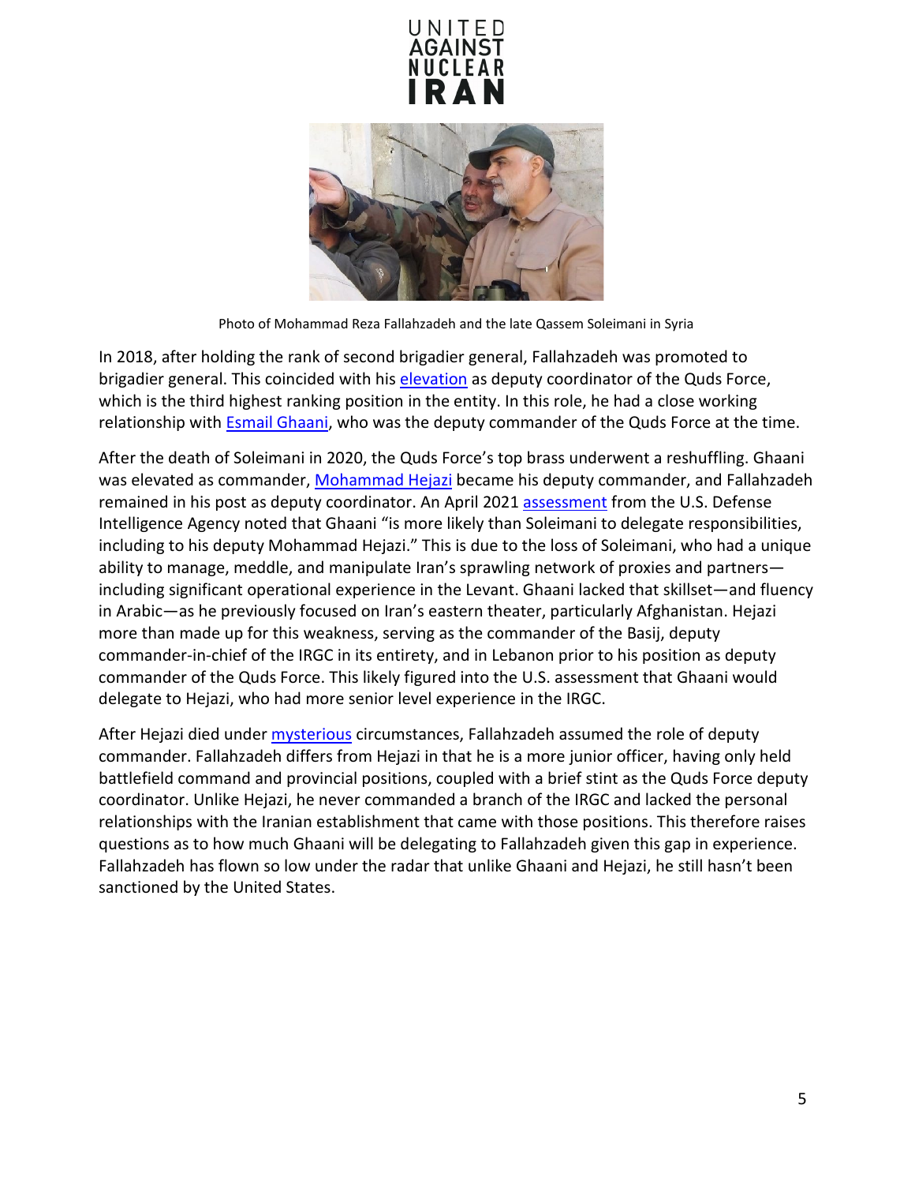Photo of Mohammad Reza Fallahzadeh and the late Qassem Soleimani in Syria

In 2018, after holding the rank of second brigadier general, Fallahzadeh was promoted to brigadier general. This coincided with his elevation as deputy coordinator of the Quds Force, which is the third highest ranking position in the entity. In this role, he had a close working relationship with Esmail Ghaani, who was the deputy commander of the Quds Force at the time.

After the death of Soleimani in 2020, the Quds Force's top brass underwent a reshuffling. Ghaani was elevated as commander, Mohammad Hejazi became his deputy commander, and Fallahzadeh remained in his post as deputy coordinator. An April 2021 assessment from the U.S. Defense Intelligence Agency noted that Ghaani "is more likely than Soleimani to delegate responsibilities, including to his deputy Mohammad Hejazi." This is due to the loss of Soleimani, who had a unique ability to manage, meddle, and manipulate Iran's sprawling network of proxies and partners—including significant operational experience in the Levant. Ghaani lacked that skillset—and fluency in Arabic—as he previously focused on Iran's eastern theater, particularly Afghanistan. Hejazi more than made up for this weakness, serving as the commander of the Basij, deputy commander-in-chief of the IRGC in its entirety, and in Lebanon prior to his position as deputy commander of the Quds Force. This likely figured into the U.S. assessment that Ghaani would delegate to Hejazi, who had more senior level experience in the IRGC.

After Hejazi died under mysterious circumstances, Fallahzadeh assumed the role of deputy commander. Fallahzadeh differs from Hejazi in that he is a more junior officer, having only held battlefield command and provincial positions, coupled with a brief stint as the Quds Force deputy coordinator. Unlike Hejazi, he never commanded a branch of the IRGC and lacked the personal relationships with the Iranian establishment that came with those positions. This therefore raises questions as to how much Ghaani will be delegating to Fallahzadeh given this gap in experience. Fallahzadeh has flown so low under the radar that unlike Ghaani and Hejazi, he still hasn't been sanctioned by the United States.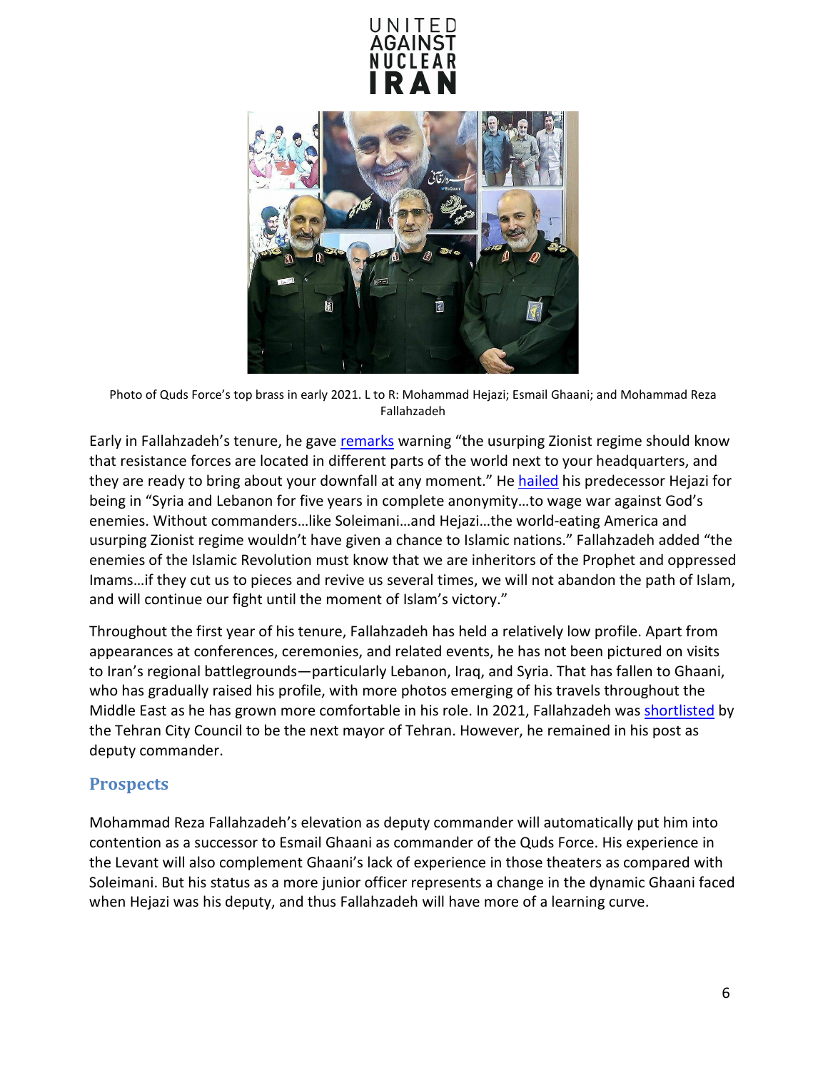Photo of Quds Force's top brass in early 2021. L to R: Mohammad Hejazi; Esmail Ghaani; and Mohammad Reza Fallahzadeh

Early in Fallahzadeh's tenure, he gave remarks warning "the usurping Zionist regime should know that resistance forces are located in different parts of the world next to your headquarters, and they are ready to bring about your downfall at any moment." He hailed his predecessor Hejazi for being in "Syria and Lebanon for five years in complete anonymity…to wage war against God's enemies. Without commanders…like Soleimani…and Hejazi…the world-eating America and usurping Zionist regime wouldn't have given a chance to Islamic nations." Fallahzadeh added "the enemies of the Islamic Revolution must know that we are inheritors of the Prophet and oppressed Imams…if they cut us to pieces and revive us several times, we will not abandon the path of Islam, and will continue our fight until the moment of Islam's victory."

Throughout the first year of his tenure, Fallahzadeh has held a relatively low profile. Apart from appearances at conferences, ceremonies, and related events, he has not been pictured on visits to Iran's regional battlegrounds—particularly Lebanon, Iraq, and Syria. That has fallen to Ghaani, who has gradually raised his profile, with more photos emerging of his travels throughout the Middle East as he has grown more comfortable in his role. In 2021, Fallahzadeh was shortlisted by the Tehran City Council to be the next mayor of Tehran. However, he remained in his post as deputy commander.

## Prospects

Mohammad Reza Fallahzadeh's elevation as deputy commander will automatically put him into contention as a successor to Esmail Ghaani as commander of the Quds Force. His experience in the Levant will also complement Ghaani's lack of experience in those theaters as compared with Soleimani. But his status as a more junior officer represents a change in the dynamic Ghaani faced when Hejazi was his deputy, and thus Fallahzadeh will have more of a learning curve.